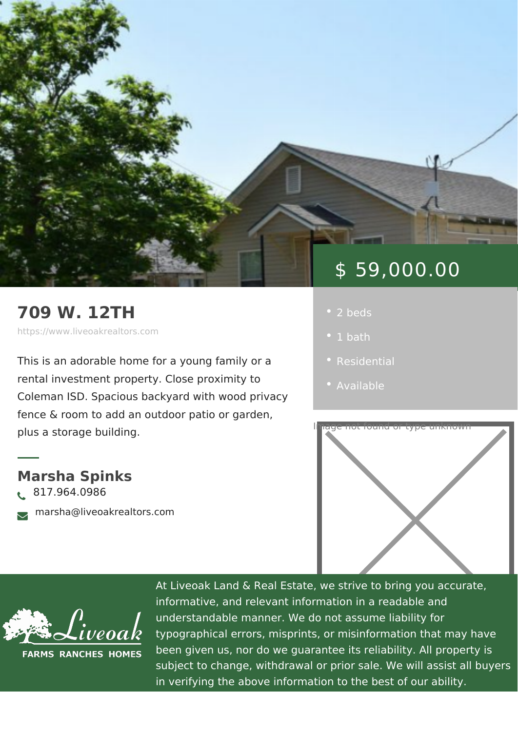$ 59,000.00

# 709 W. 12TH

https://www.liveoakrealtors.com

- 2 beds
- 1 bath
- Residential
- Available

This is an adorable home for a young family or a rental investment property. Close proximity to Coleman ISD. Spacious backyard with wood privacy fence & room to add an outdoor patio or garden, plus a storage building.

Image not found or type unknown

## Marsha Spinks

817.964.0986

marsha@liveoakrealtors.com

Liveoak FARMS RANCHES HOMES

At Liveoak Land & Real Estate, we strive to bring you accurate, informative, and relevant information in a readable and understandable manner. We do not assume liability for typographical errors, misprints, or misinformation that may have been given us, nor do we guarantee its reliability. All property is subject to change, withdrawal or prior sale. We will assist all buyers in verifying the above information to the best of our ability.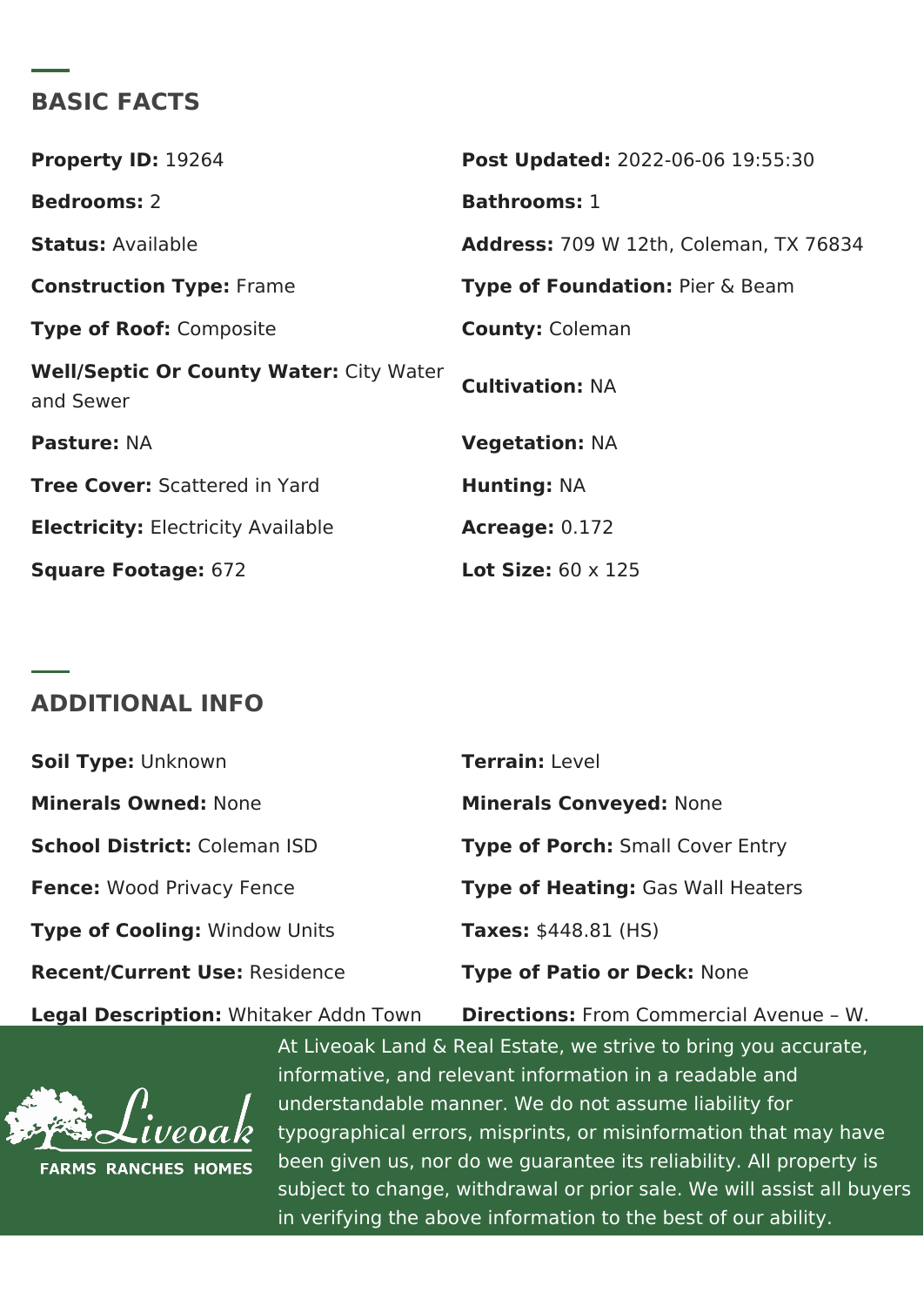## BASIC FACTS

**Property ID:** 19264

**Post Updated:** 2022-06-06 19:55:30

**Bedrooms:** 2

**Bathrooms:** 1

**Status:** Available

**Address:** 709 W 12th, Coleman, TX 76834

**Construction Type:** Frame

**Type of Foundation:** Pier & Beam

**Type of Roof:** Composite

**County:** Coleman

**Well/Septic Or County Water:** City Water and Sewer

**Cultivation:** NA

**Pasture:** NA

**Vegetation:** NA

**Tree Cover:** Scattered in Yard

**Hunting:** NA

**Electricity:** Electricity Available

**Acreage:** 0.172

**Square Footage:** 672

**Lot Size:** 60 x 125

## ADDITIONAL INFO

**Soil Type:** Unknown

**Terrain:** Level

**Minerals Owned:** None

**Minerals Conveyed:** None

**School District:** Coleman ISD

**Type of Porch:** Small Cover Entry

**Fence:** Wood Privacy Fence

**Type of Heating:** Gas Wall Heaters

**Type of Cooling:** Window Units

**Taxes:** $448.81 (HS)

**Recent/Current Use:** Residence

**Type of Patio or Deck:** None

**Legal Description:** Whitaker Addn Town

**Directions:** From Commercial Avenue – W.

Liveoak
FARMS RANCHES HOMES

At Liveoak Land & Real Estate, we strive to bring you accurate, informative, and relevant information in a readable and understandable manner. We do not assume liability for typographical errors, misprints, or misinformation that may have been given us, nor do we guarantee its reliability. All property is subject to change, withdrawal or prior sale. We will assist all buyers in verifying the above information to the best of our ability.